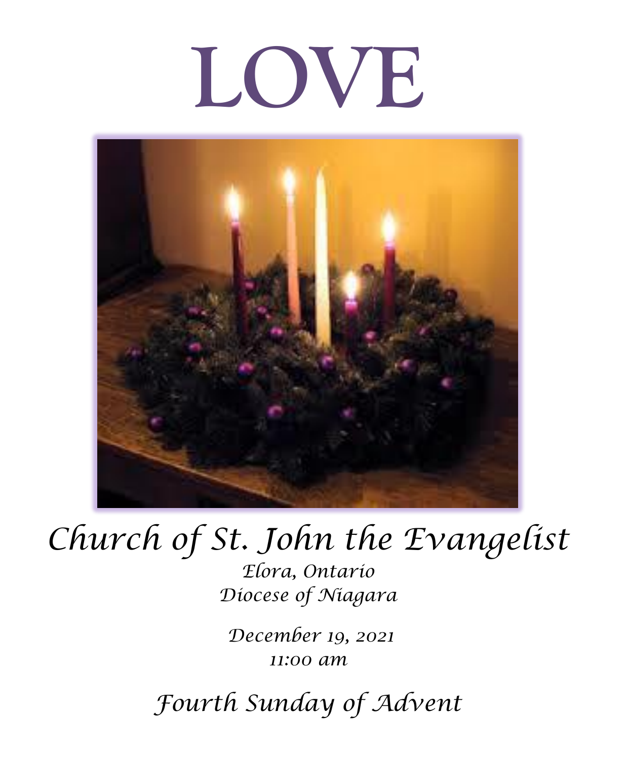# LOVE

*Church of St. John the Evangelist*

*Elora, Ontario*

*Diocese of Niagara*

*December 19, 2021*

*11:00 am*

*Fourth Sunday of Advent*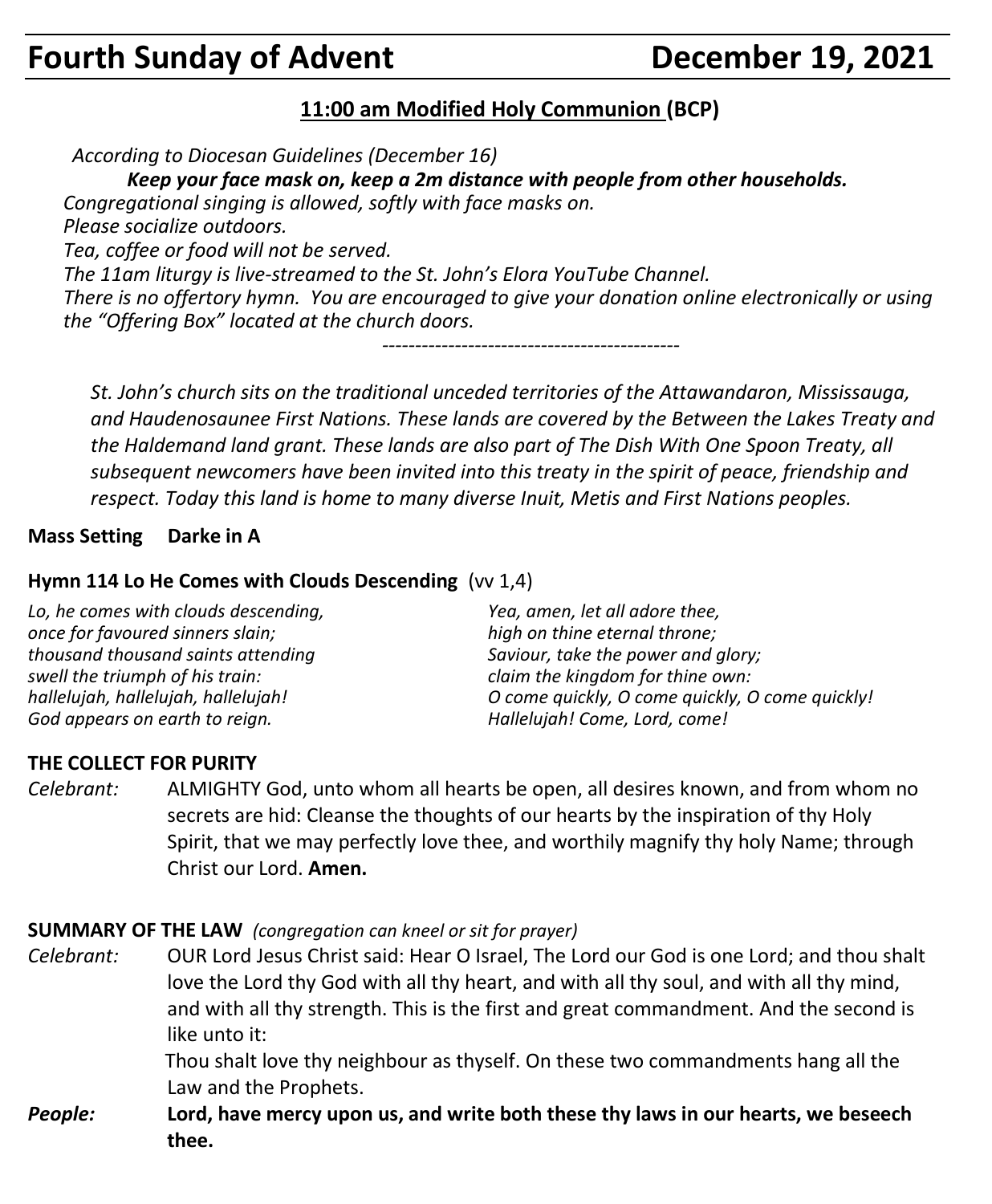# Fourth Sunday of Advent December 19, 2021

## 11:00 am Modified Holy Communion (BCP)

*According to Diocesan Guidelines (December 16)*

***Keep your face mask on, keep a 2m distance with people from other households.***

*Congregational singing is allowed, softly with face masks on.*
*Please socialize outdoors.*
*Tea, coffee or food will not be served.*
*The 11am liturgy is live-streamed to the St. John's Elora YouTube Channel.*
*There is no offertory hymn. You are encouraged to give your donation online electronically or using the "Offering Box" located at the church doors.*

---

*St. John's church sits on the traditional unceded territories of the Attawandaron, Mississauga, and Haudenosaunee First Nations. These lands are covered by the Between the Lakes Treaty and the Haldemand land grant. These lands are also part of The Dish With One Spoon Treaty, all subsequent newcomers have been invited into this treaty in the spirit of peace, friendship and respect. Today this land is home to many diverse Inuit, Metis and First Nations peoples.*

**Mass Setting Darke in A**

**Hymn 114 Lo He Comes with Clouds Descending** (vv 1,4)

*Lo, he comes with clouds descending,*
*once for favoured sinners slain;*
*thousand thousand saints attending*
*swell the triumph of his train:*
*hallelujah, hallelujah, hallelujah!*
*God appears on earth to reign.*

*Yea, amen, let all adore thee,*
*high on thine eternal throne;*
*Saviour, take the power and glory;*
*claim the kingdom for thine own:*
*O come quickly, O come quickly, O come quickly!*
*Hallelujah! Come, Lord, come!*

**THE COLLECT FOR PURITY**

*Celebrant:* ALMIGHTY God, unto whom all hearts be open, all desires known, and from whom no secrets are hid: Cleanse the thoughts of our hearts by the inspiration of thy Holy Spirit, that we may perfectly love thee, and worthily magnify thy holy Name; through Christ our Lord. **Amen.**

**SUMMARY OF THE LAW** *(congregation can kneel or sit for prayer)*

*Celebrant:* OUR Lord Jesus Christ said: Hear O Israel, The Lord our God is one Lord; and thou shalt love the Lord thy God with all thy heart, and with all thy soul, and with all thy mind, and with all thy strength. This is the first and great commandment. And the second is like unto it:
Thou shalt love thy neighbour as thyself. On these two commandments hang all the Law and the Prophets.

***People:*** **Lord, have mercy upon us, and write both these thy laws in our hearts, we beseech thee.**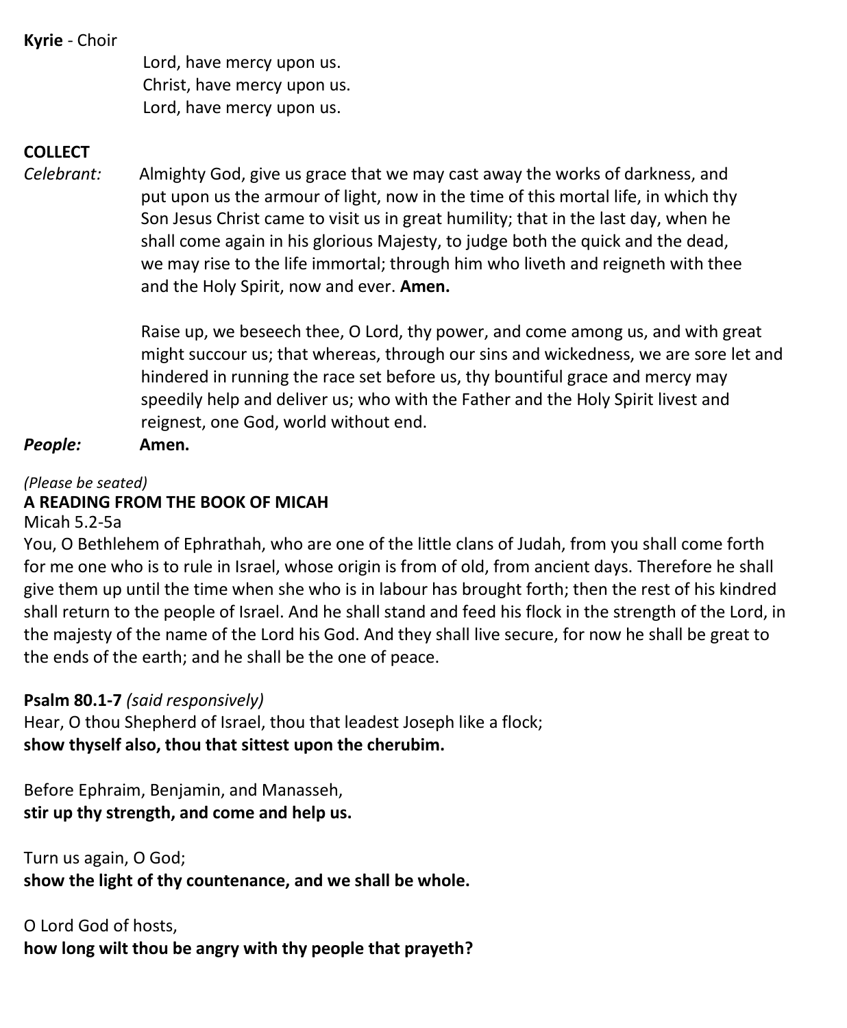**Kyrie** - Choir

Lord, have mercy upon us.
Christ, have mercy upon us.
Lord, have mercy upon us.

**COLLECT**

*Celebrant:* Almighty God, give us grace that we may cast away the works of darkness, and put upon us the armour of light, now in the time of this mortal life, in which thy Son Jesus Christ came to visit us in great humility; that in the last day, when he shall come again in his glorious Majesty, to judge both the quick and the dead, we may rise to the life immortal; through him who liveth and reigneth with thee and the Holy Spirit, now and ever. **Amen.**

Raise up, we beseech thee, O Lord, thy power, and come among us, and with great might succour us; that whereas, through our sins and wickedness, we are sore let and hindered in running the race set before us, thy bountiful grace and mercy may speedily help and deliver us; who with the Father and the Holy Spirit livest and reignest, one God, world without end.

***People:*** **Amen.**

*(Please be seated)*

**A READING FROM THE BOOK OF MICAH**

Micah 5.2-5a

You, O Bethlehem of Ephrathah, who are one of the little clans of Judah, from you shall come forth for me one who is to rule in Israel, whose origin is from of old, from ancient days. Therefore he shall give them up until the time when she who is in labour has brought forth; then the rest of his kindred shall return to the people of Israel. And he shall stand and feed his flock in the strength of the Lord, in the majesty of the name of the Lord his God. And they shall live secure, for now he shall be great to the ends of the earth; and he shall be the one of peace.

**Psalm 80.1-7** *(said responsively)*

Hear, O thou Shepherd of Israel, thou that leadest Joseph like a flock;
**show thyself also, thou that sittest upon the cherubim.**

Before Ephraim, Benjamin, and Manasseh,
**stir up thy strength, and come and help us.**

Turn us again, O God;
**show the light of thy countenance, and we shall be whole.**

O Lord God of hosts,
**how long wilt thou be angry with thy people that prayeth?**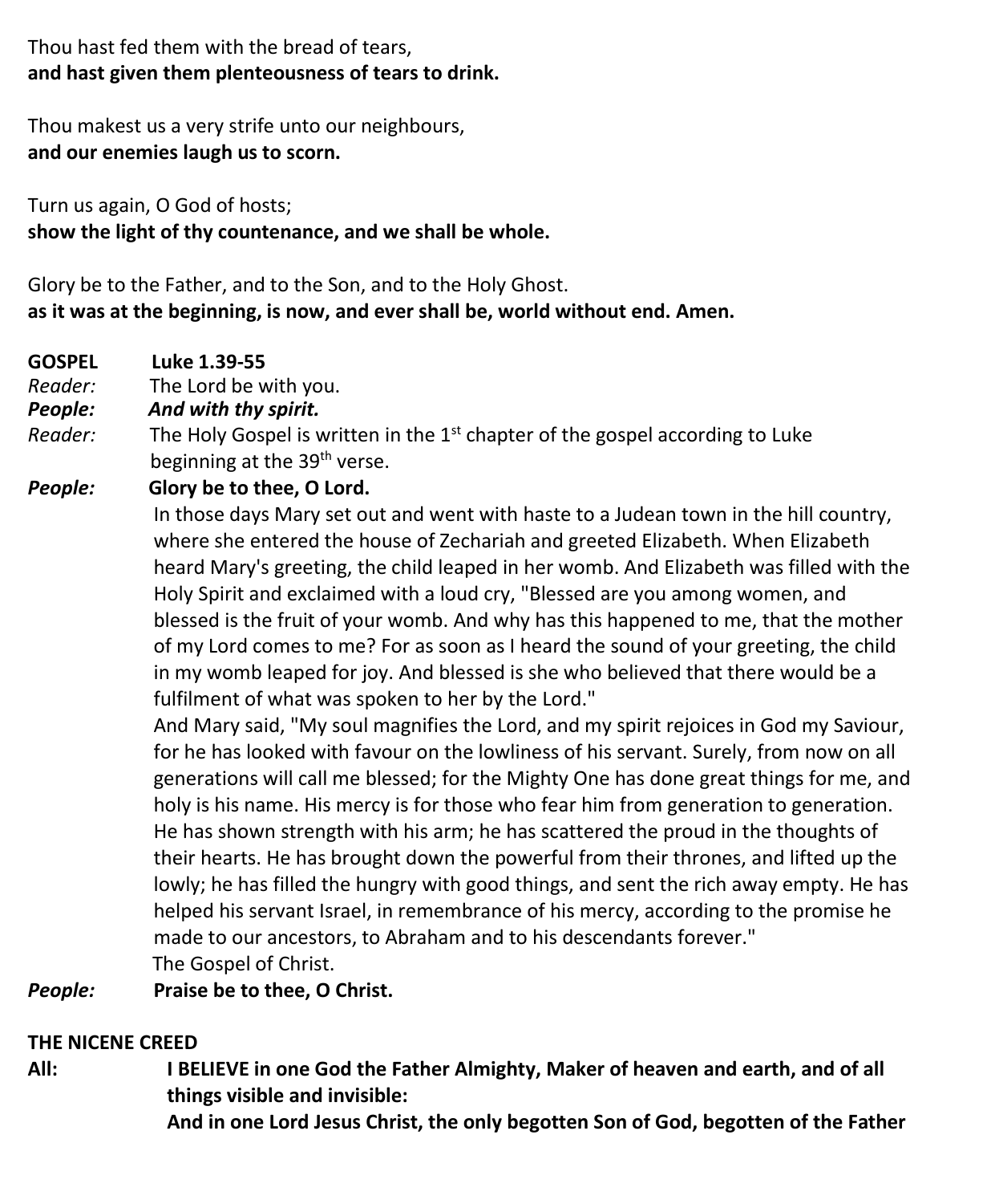Thou hast fed them with the bread of tears,
**and hast given them plenteousness of tears to drink.**

Thou makest us a very strife unto our neighbours,
**and our enemies laugh us to scorn.**

Turn us again, O God of hosts;
**show the light of thy countenance, and we shall be whole.**

Glory be to the Father, and to the Son, and to the Holy Ghost.
**as it was at the beginning, is now, and ever shall be, world without end. Amen.**

**GOSPEL** **Luke 1.39-55**

*Reader:* The Lord be with you.

***People:*** ***And with thy spirit.***

*Reader:* The Holy Gospel is written in the 1st chapter of the gospel according to Luke beginning at the 39th verse.

***People:*** **Glory be to thee, O Lord.**

In those days Mary set out and went with haste to a Judean town in the hill country, where she entered the house of Zechariah and greeted Elizabeth. When Elizabeth heard Mary's greeting, the child leaped in her womb. And Elizabeth was filled with the Holy Spirit and exclaimed with a loud cry, "Blessed are you among women, and blessed is the fruit of your womb. And why has this happened to me, that the mother of my Lord comes to me? For as soon as I heard the sound of your greeting, the child in my womb leaped for joy. And blessed is she who believed that there would be a fulfilment of what was spoken to her by the Lord."

And Mary said, "My soul magnifies the Lord, and my spirit rejoices in God my Saviour, for he has looked with favour on the lowliness of his servant. Surely, from now on all generations will call me blessed; for the Mighty One has done great things for me, and holy is his name. His mercy is for those who fear him from generation to generation. He has shown strength with his arm; he has scattered the proud in the thoughts of their hearts. He has brought down the powerful from their thrones, and lifted up the lowly; he has filled the hungry with good things, and sent the rich away empty. He has helped his servant Israel, in remembrance of his mercy, according to the promise he made to our ancestors, to Abraham and to his descendants forever."

The Gospel of Christ.

***People:*** **Praise be to thee, O Christ.**

**THE NICENE CREED**

**All:** **I BELIEVE in one God the Father Almighty, Maker of heaven and earth, and of all things visible and invisible:**
**And in one Lord Jesus Christ, the only begotten Son of God, begotten of the Father**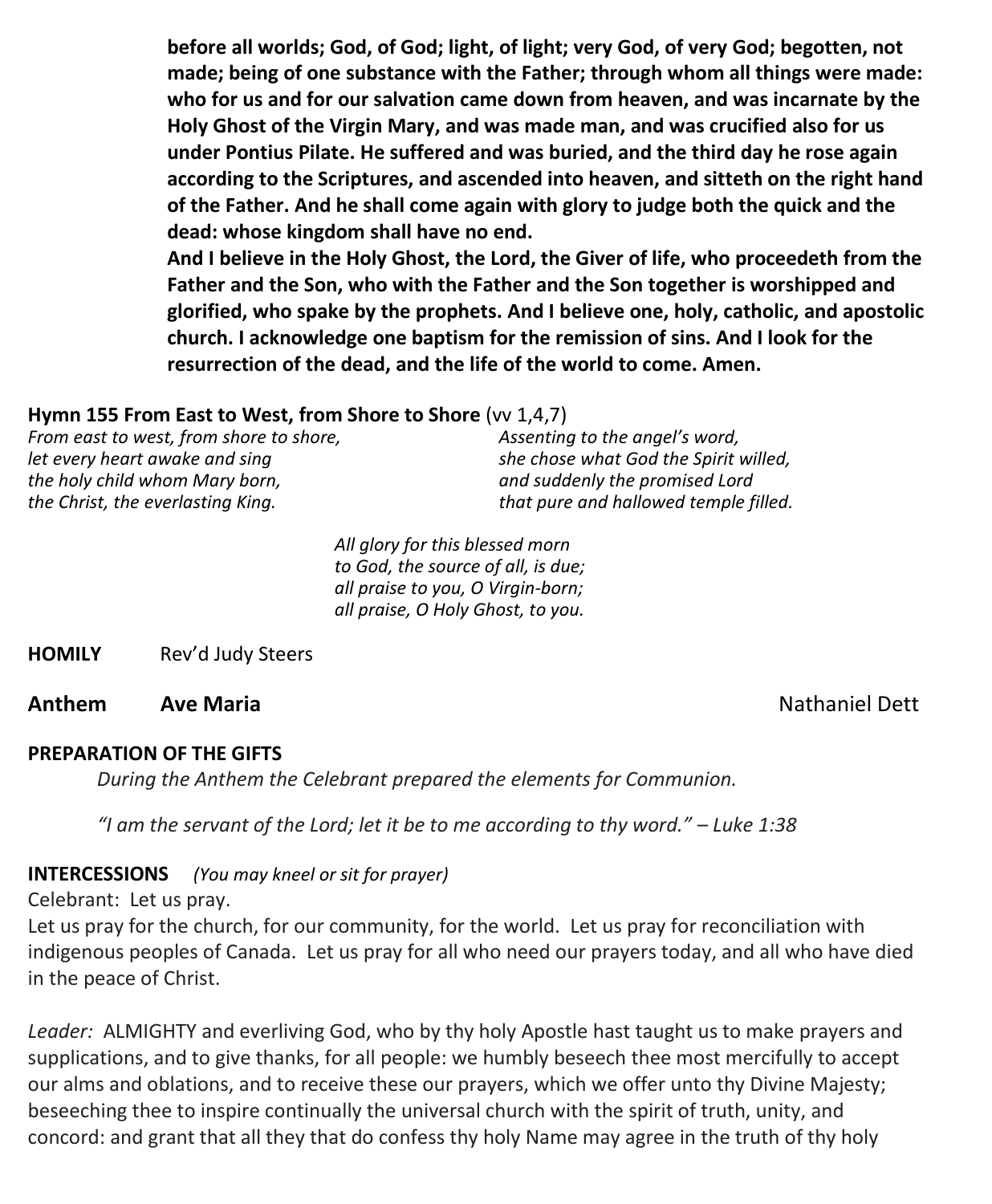**before all worlds; God, of God; light, of light; very God, of very God; begotten, not made; being of one substance with the Father; through whom all things were made: who for us and for our salvation came down from heaven, and was incarnate by the Holy Ghost of the Virgin Mary, and was made man, and was crucified also for us under Pontius Pilate. He suffered and was buried, and the third day he rose again according to the Scriptures, and ascended into heaven, and sitteth on the right hand of the Father. And he shall come again with glory to judge both the quick and the dead: whose kingdom shall have no end.**
**And I believe in the Holy Ghost, the Lord, the Giver of life, who proceedeth from the Father and the Son, who with the Father and the Son together is worshipped and glorified, who spake by the prophets. And I believe one, holy, catholic, and apostolic church. I acknowledge one baptism for the remission of sins. And I look for the resurrection of the dead, and the life of the world to come. Amen.**

**Hymn 155 From East to West, from Shore to Shore** (vv 1,4,7)

*From east to west, from shore to shore,*
*let every heart awake and sing*
*the holy child whom Mary born,*
*the Christ, the everlasting King.*

*Assenting to the angel's word,*
*she chose what God the Spirit willed,*
*and suddenly the promised Lord*
*that pure and hallowed temple filled.*

*All glory for this blessed morn*
*to God, the source of all, is due;*
*all praise to you, O Virgin-born;*
*all praise, O Holy Ghost, to you.*

**HOMILY** Rev'd Judy Steers

**Anthem Ave Maria** Nathaniel Dett

**PREPARATION OF THE GIFTS**

*During the Anthem the Celebrant prepared the elements for Communion.*

*"I am the servant of the Lord; let it be to me according to thy word." – Luke 1:38*

**INTERCESSIONS** *(You may kneel or sit for prayer)*

Celebrant: Let us pray.
Let us pray for the church, for our community, for the world. Let us pray for reconciliation with indigenous peoples of Canada. Let us pray for all who need our prayers today, and all who have died in the peace of Christ.

*Leader:* ALMIGHTY and everliving God, who by thy holy Apostle hast taught us to make prayers and supplications, and to give thanks, for all people: we humbly beseech thee most mercifully to accept our alms and oblations, and to receive these our prayers, which we offer unto thy Divine Majesty; beseeching thee to inspire continually the universal church with the spirit of truth, unity, and concord: and grant that all they that do confess thy holy Name may agree in the truth of thy holy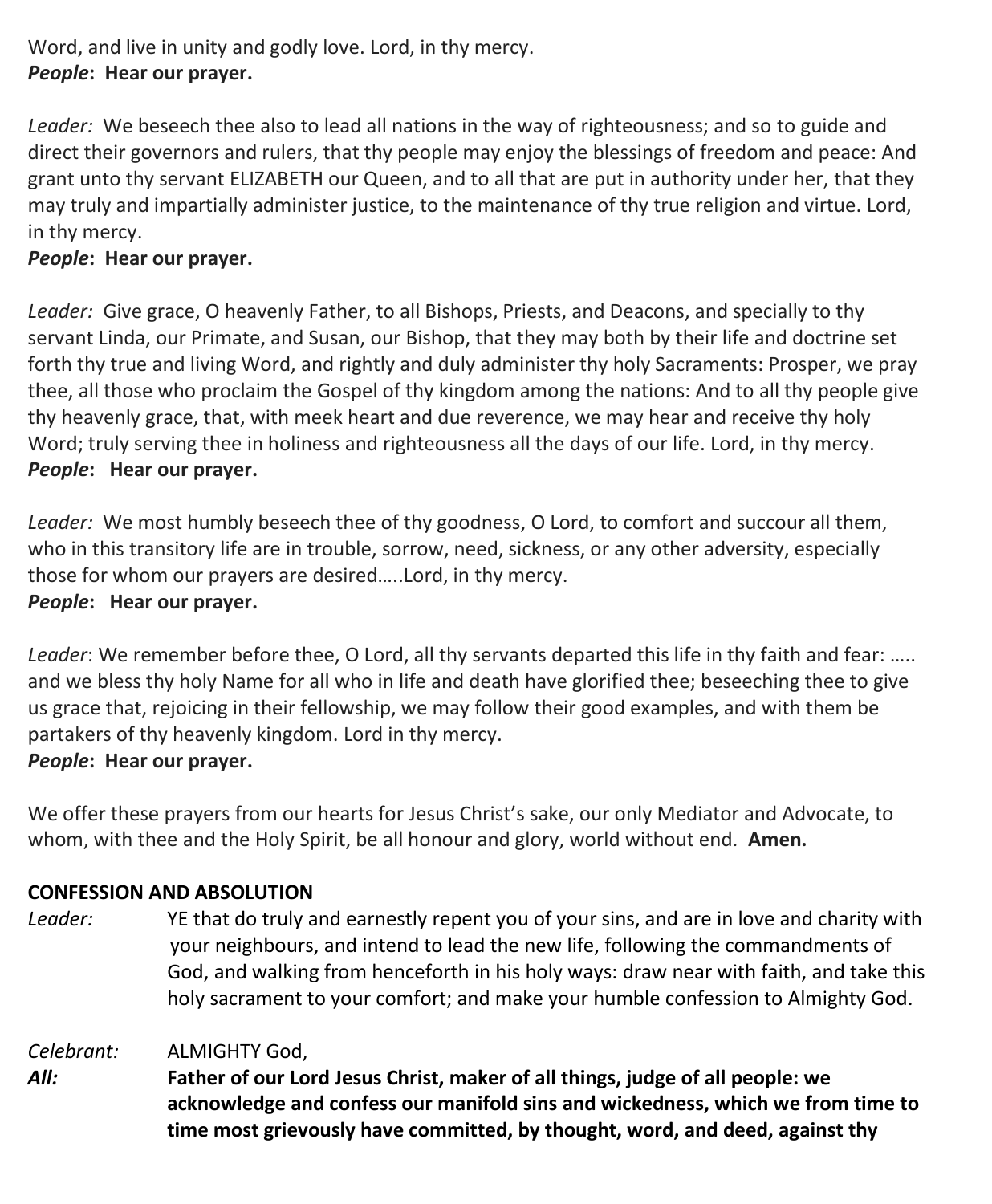Word, and live in unity and godly love. Lord, in thy mercy.
***People*: Hear our prayer.**

*Leader:* We beseech thee also to lead all nations in the way of righteousness; and so to guide and direct their governors and rulers, that thy people may enjoy the blessings of freedom and peace: And grant unto thy servant ELIZABETH our Queen, and to all that are put in authority under her, that they may truly and impartially administer justice, to the maintenance of thy true religion and virtue. Lord, in thy mercy.
***People*: Hear our prayer.**

*Leader:* Give grace, O heavenly Father, to all Bishops, Priests, and Deacons, and specially to thy servant Linda, our Primate, and Susan, our Bishop, that they may both by their life and doctrine set forth thy true and living Word, and rightly and duly administer thy holy Sacraments: Prosper, we pray thee, all those who proclaim the Gospel of thy kingdom among the nations: And to all thy people give thy heavenly grace, that, with meek heart and due reverence, we may hear and receive thy holy Word; truly serving thee in holiness and righteousness all the days of our life. Lord, in thy mercy.
***People*: Hear our prayer.**

*Leader:* We most humbly beseech thee of thy goodness, O Lord, to comfort and succour all them, who in this transitory life are in trouble, sorrow, need, sickness, or any other adversity, especially those for whom our prayers are desired…..Lord, in thy mercy.
***People*: Hear our prayer.**

*Leader*: We remember before thee, O Lord, all thy servants departed this life in thy faith and fear: ….. and we bless thy holy Name for all who in life and death have glorified thee; beseeching thee to give us grace that, rejoicing in their fellowship, we may follow their good examples, and with them be partakers of thy heavenly kingdom. Lord in thy mercy.
***People*: Hear our prayer.**

We offer these prayers from our hearts for Jesus Christ's sake, our only Mediator and Advocate, to whom, with thee and the Holy Spirit, be all honour and glory, world without end. **Amen.**

**CONFESSION AND ABSOLUTION**

*Leader:* YE that do truly and earnestly repent you of your sins, and are in love and charity with your neighbours, and intend to lead the new life, following the commandments of God, and walking from henceforth in his holy ways: draw near with faith, and take this holy sacrament to your comfort; and make your humble confession to Almighty God.

*Celebrant:* ALMIGHTY God,
***All:*** **Father of our Lord Jesus Christ, maker of all things, judge of all people: we acknowledge and confess our manifold sins and wickedness, which we from time to time most grievously have committed, by thought, word, and deed, against thy**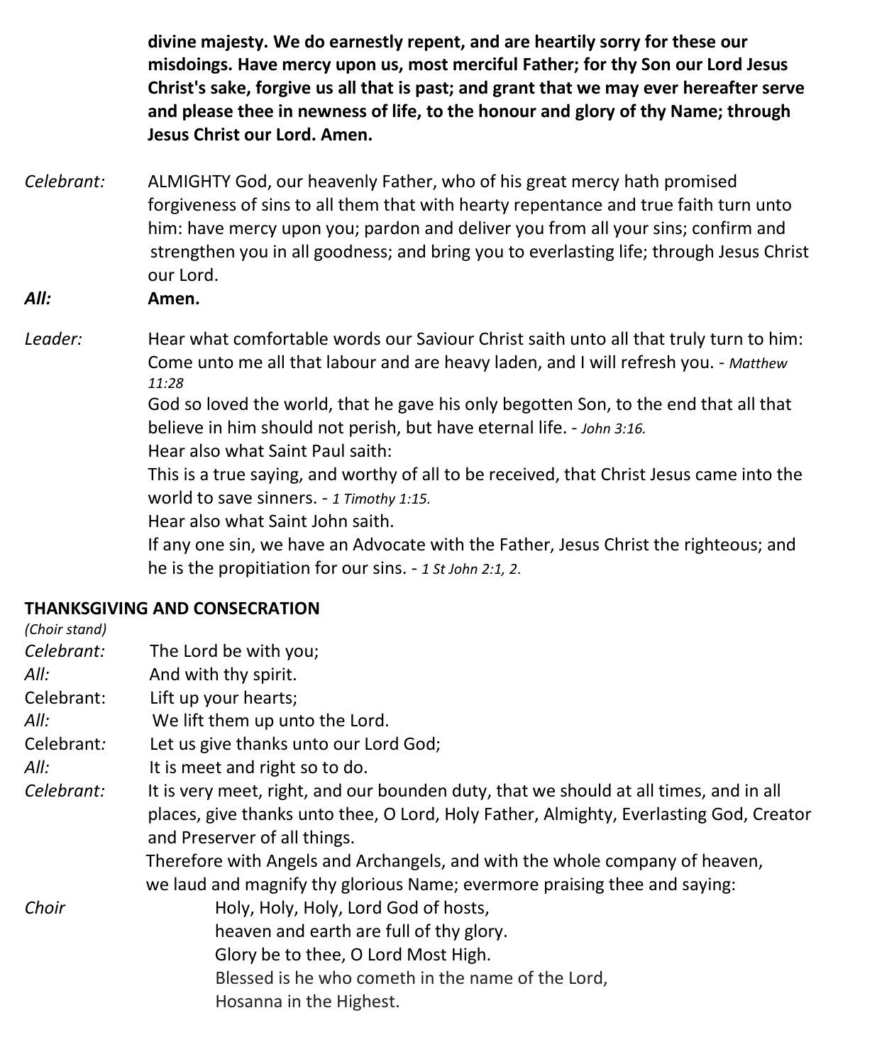**divine majesty. We do earnestly repent, and are heartily sorry for these our misdoings. Have mercy upon us, most merciful Father; for thy Son our Lord Jesus Christ's sake, forgive us all that is past; and grant that we may ever hereafter serve and please thee in newness of life, to the honour and glory of thy Name; through Jesus Christ our Lord. Amen.**

*Celebrant:* ALMIGHTY God, our heavenly Father, who of his great mercy hath promised forgiveness of sins to all them that with hearty repentance and true faith turn unto him: have mercy upon you; pardon and deliver you from all your sins; confirm and strengthen you in all goodness; and bring you to everlasting life; through Jesus Christ our Lord.

***All:*** **Amen.**

*Leader:* Hear what comfortable words our Saviour Christ saith unto all that truly turn to him:
Come unto me all that labour and are heavy laden, and I will refresh you. - *Matthew 11:28*
God so loved the world, that he gave his only begotten Son, to the end that all that believe in him should not perish, but have eternal life. - *John 3:16.*
Hear also what Saint Paul saith:
This is a true saying, and worthy of all to be received, that Christ Jesus came into the world to save sinners. - *1 Timothy 1:15.*
Hear also what Saint John saith.
If any one sin, we have an Advocate with the Father, Jesus Christ the righteous; and he is the propitiation for our sins. - *1 St John 2:1, 2.*

**THANKSGIVING AND CONSECRATION**

*(Choir stand)*

*Celebrant:* The Lord be with you;
*All:* And with thy spirit.
Celebrant: Lift up your hearts;
*All:* We lift them up unto the Lord.
Celebrant*:* Let us give thanks unto our Lord God;
*All:* It is meet and right so to do.
*Celebrant:* It is very meet, right, and our bounden duty, that we should at all times, and in all places, give thanks unto thee, O Lord, Holy Father, Almighty, Everlasting God, Creator and Preserver of all things.
Therefore with Angels and Archangels, and with the whole company of heaven, we laud and magnify thy glorious Name; evermore praising thee and saying:

*Choir*
Holy, Holy, Holy, Lord God of hosts,
heaven and earth are full of thy glory.
Glory be to thee, O Lord Most High.
Blessed is he who cometh in the name of the Lord,
Hosanna in the Highest.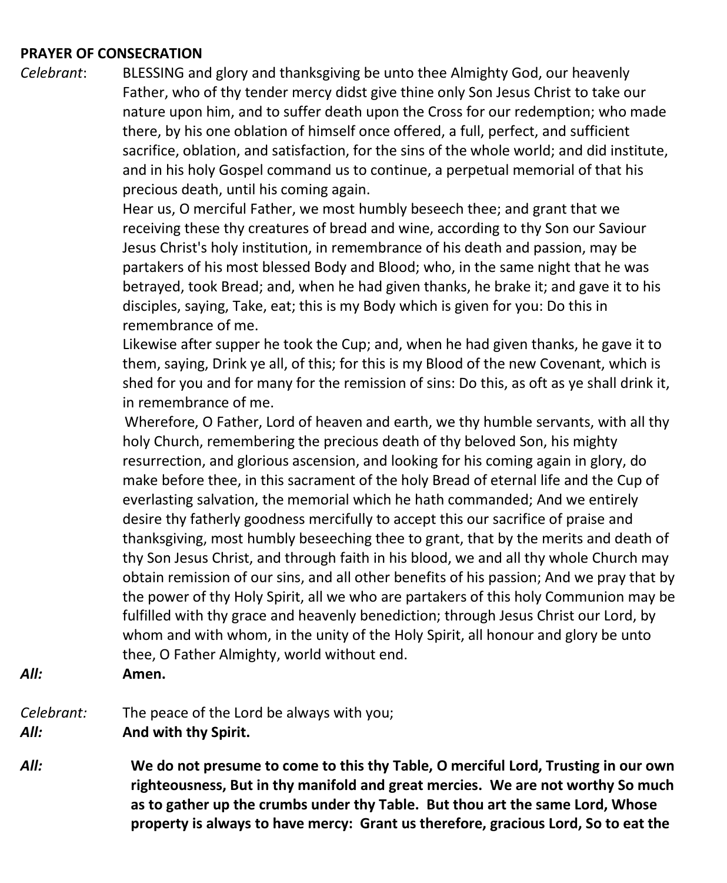**PRAYER OF CONSECRATION**

*Celebrant*: BLESSING and glory and thanksgiving be unto thee Almighty God, our heavenly Father, who of thy tender mercy didst give thine only Son Jesus Christ to take our nature upon him, and to suffer death upon the Cross for our redemption; who made there, by his one oblation of himself once offered, a full, perfect, and sufficient sacrifice, oblation, and satisfaction, for the sins of the whole world; and did institute, and in his holy Gospel command us to continue, a perpetual memorial of that his precious death, until his coming again.

Hear us, O merciful Father, we most humbly beseech thee; and grant that we receiving these thy creatures of bread and wine, according to thy Son our Saviour Jesus Christ's holy institution, in remembrance of his death and passion, may be partakers of his most blessed Body and Blood; who, in the same night that he was betrayed, took Bread; and, when he had given thanks, he brake it; and gave it to his disciples, saying, Take, eat; this is my Body which is given for you: Do this in remembrance of me.

Likewise after supper he took the Cup; and, when he had given thanks, he gave it to them, saying, Drink ye all, of this; for this is my Blood of the new Covenant, which is shed for you and for many for the remission of sins: Do this, as oft as ye shall drink it, in remembrance of me.

Wherefore, O Father, Lord of heaven and earth, we thy humble servants, with all thy holy Church, remembering the precious death of thy beloved Son, his mighty resurrection, and glorious ascension, and looking for his coming again in glory, do make before thee, in this sacrament of the holy Bread of eternal life and the Cup of everlasting salvation, the memorial which he hath commanded; And we entirely desire thy fatherly goodness mercifully to accept this our sacrifice of praise and thanksgiving, most humbly beseeching thee to grant, that by the merits and death of thy Son Jesus Christ, and through faith in his blood, we and all thy whole Church may obtain remission of our sins, and all other benefits of his passion; And we pray that by the power of thy Holy Spirit, all we who are partakers of this holy Communion may be fulfilled with thy grace and heavenly benediction; through Jesus Christ our Lord, by whom and with whom, in the unity of the Holy Spirit, all honour and glory be unto thee, O Father Almighty, world without end.

***All:*** **Amen.**

*Celebrant:* The peace of the Lord be always with you;

***All:*** **And with thy Spirit.**

***All:*** **We do not presume to come to this thy Table, O merciful Lord, Trusting in our own righteousness, But in thy manifold and great mercies. We are not worthy So much as to gather up the crumbs under thy Table. But thou art the same Lord, Whose property is always to have mercy: Grant us therefore, gracious Lord, So to eat the**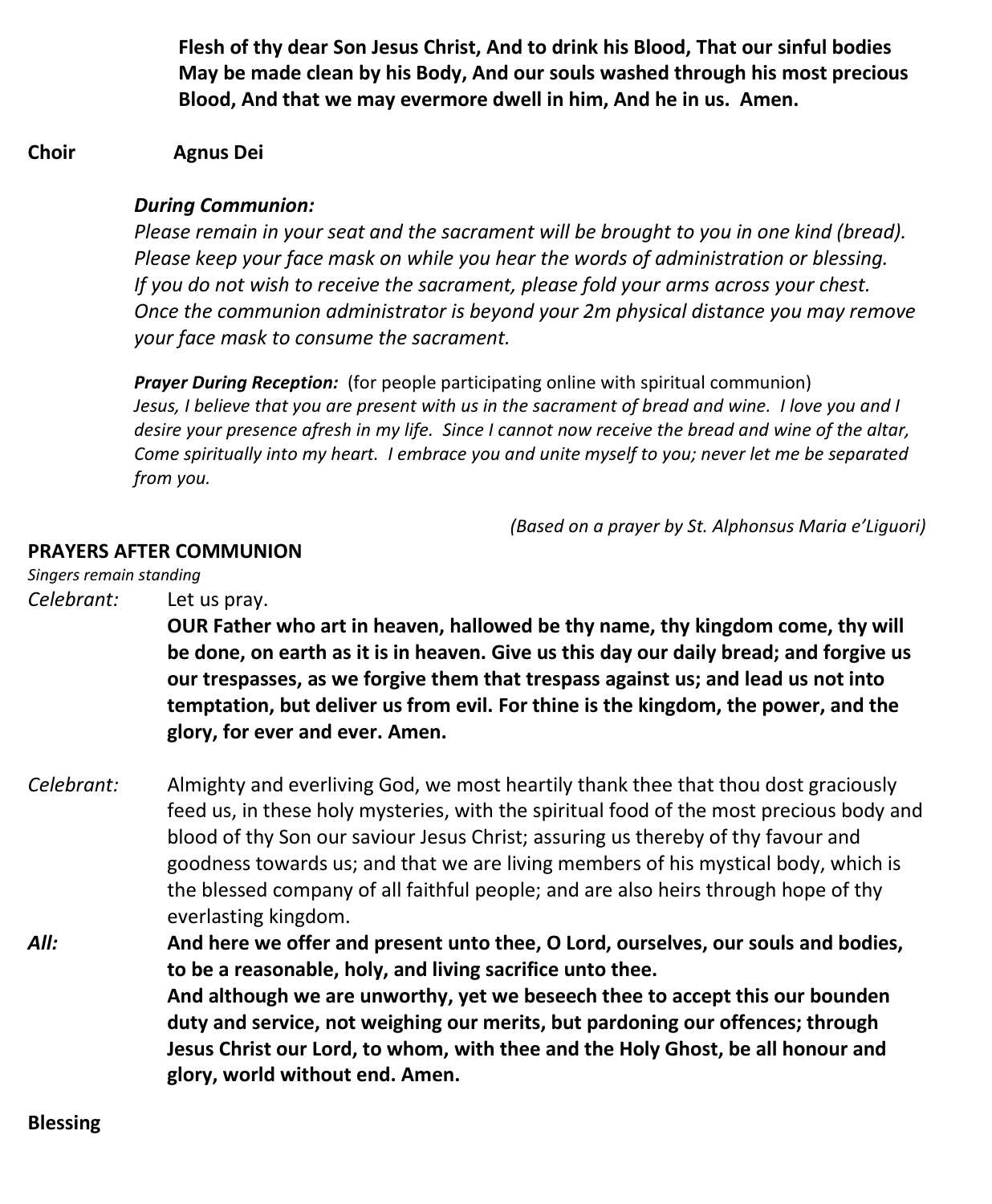**Flesh of thy dear Son Jesus Christ, And to drink his Blood, That our sinful bodies May be made clean by his Body, And our souls washed through his most precious Blood, And that we may evermore dwell in him, And he in us. Amen.**

**Choir** **Agnus Dei**

***During Communion:***
*Please remain in your seat and the sacrament will be brought to you in one kind (bread). Please keep your face mask on while you hear the words of administration or blessing. If you do not wish to receive the sacrament, please fold your arms across your chest. Once the communion administrator is beyond your 2m physical distance you may remove your face mask to consume the sacrament.*

***Prayer During Reception:*** (for people participating online with spiritual communion)
*Jesus, I believe that you are present with us in the sacrament of bread and wine. I love you and I desire your presence afresh in my life. Since I cannot now receive the bread and wine of the altar, Come spiritually into my heart. I embrace you and unite myself to you; never let me be separated from you.*

*(Based on a prayer by St. Alphonsus Maria e'Liguori)*

**PRAYERS AFTER COMMUNION**

*Singers remain standing*

*Celebrant:* Let us pray.
**OUR Father who art in heaven, hallowed be thy name, thy kingdom come, thy will be done, on earth as it is in heaven. Give us this day our daily bread; and forgive us our trespasses, as we forgive them that trespass against us; and lead us not into temptation, but deliver us from evil. For thine is the kingdom, the power, and the glory, for ever and ever. Amen.**

*Celebrant:* Almighty and everliving God, we most heartily thank thee that thou dost graciously feed us, in these holy mysteries, with the spiritual food of the most precious body and blood of thy Son our saviour Jesus Christ; assuring us thereby of thy favour and goodness towards us; and that we are living members of his mystical body, which is the blessed company of all faithful people; and are also heirs through hope of thy everlasting kingdom.

***All:*** **And here we offer and present unto thee, O Lord, ourselves, our souls and bodies, to be a reasonable, holy, and living sacrifice unto thee.**
**And although we are unworthy, yet we beseech thee to accept this our bounden duty and service, not weighing our merits, but pardoning our offences; through Jesus Christ our Lord, to whom, with thee and the Holy Ghost, be all honour and glory, world without end. Amen.**

**Blessing**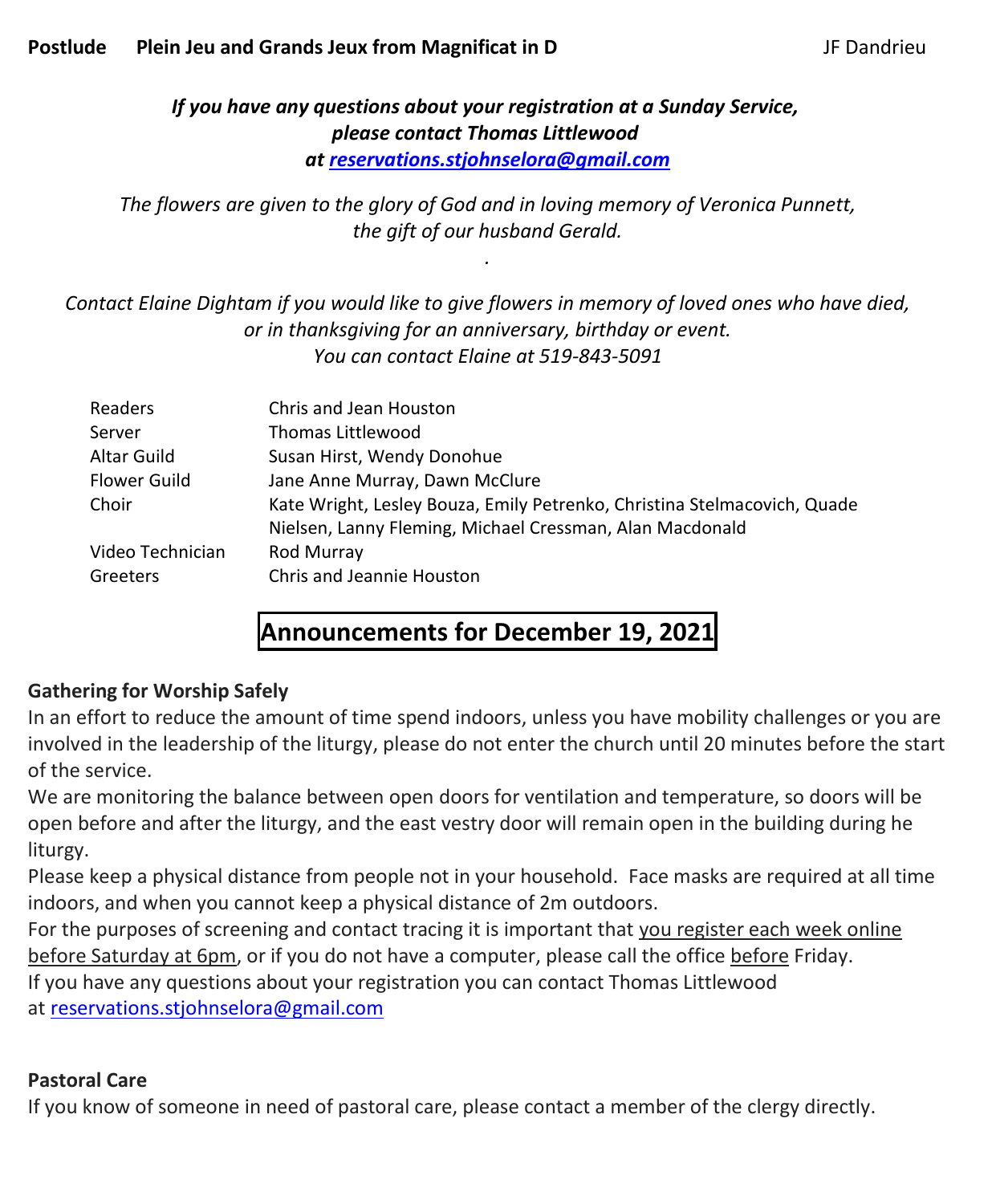**Postlude** **Plein Jeu and Grands Jeux from Magnificat in D** JF Dandrieu

***If you have any questions about your registration at a Sunday Service, please contact Thomas Littlewood at reservations.stjohnselora@gmail.com***

*The flowers are given to the glory of God and in loving memory of Veronica Punnett, the gift of our husband Gerald.*

*.*

*Contact Elaine Dightam if you would like to give flowers in memory of loved ones who have died, or in thanksgiving for an anniversary, birthday or event. You can contact Elaine at 519-843-5091*

| | |
|---|---|
| Readers | Chris and Jean Houston |
| Server | Thomas Littlewood |
| Altar Guild | Susan Hirst, Wendy Donohue |
| Flower Guild | Jane Anne Murray, Dawn McClure |
| Choir | Kate Wright, Lesley Bouza, Emily Petrenko, Christina Stelmacovich, Quade Nielsen, Lanny Fleming, Michael Cressman, Alan Macdonald |
| Video Technician | Rod Murray |
| Greeters | Chris and Jeannie Houston |

# Announcements for December 19, 2021

**Gathering for Worship Safely**

In an effort to reduce the amount of time spend indoors, unless you have mobility challenges or you are involved in the leadership of the liturgy, please do not enter the church until 20 minutes before the start of the service.

We are monitoring the balance between open doors for ventilation and temperature, so doors will be open before and after the liturgy, and the east vestry door will remain open in the building during he liturgy.

Please keep a physical distance from people not in your household. Face masks are required at all time indoors, and when you cannot keep a physical distance of 2m outdoors.

For the purposes of screening and contact tracing it is important that you register each week online before Saturday at 6pm, or if you do not have a computer, please call the office before Friday.

If you have any questions about your registration you can contact Thomas Littlewood at reservations.stjohnselora@gmail.com

**Pastoral Care**

If you know of someone in need of pastoral care, please contact a member of the clergy directly.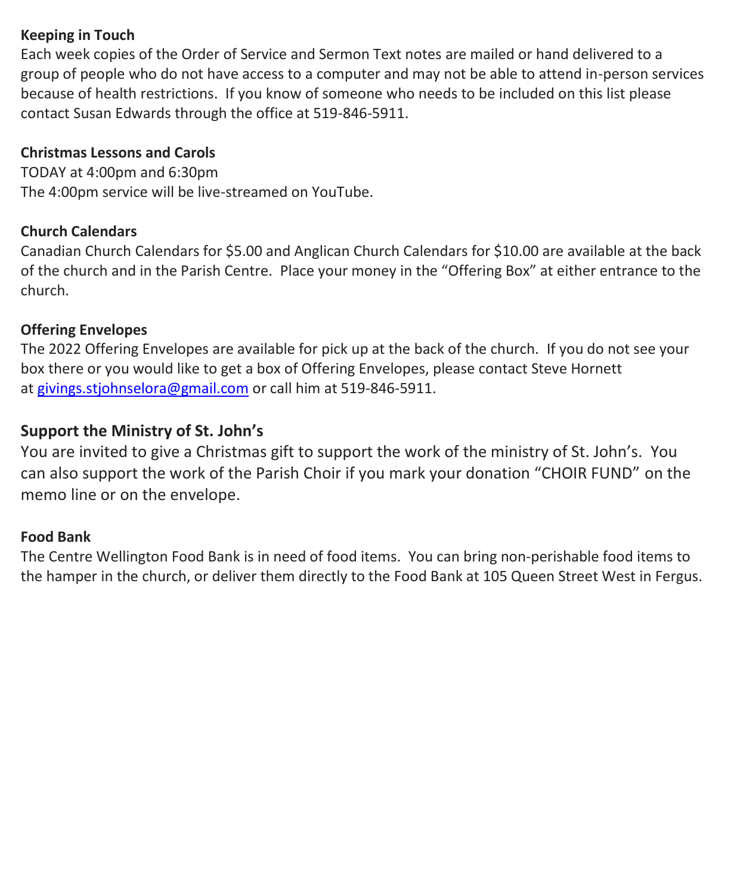**Keeping in Touch**
Each week copies of the Order of Service and Sermon Text notes are mailed or hand delivered to a group of people who do not have access to a computer and may not be able to attend in-person services because of health restrictions. If you know of someone who needs to be included on this list please contact Susan Edwards through the office at 519-846-5911.

**Christmas Lessons and Carols**
TODAY at 4:00pm and 6:30pm
The 4:00pm service will be live-streamed on YouTube.

**Church Calendars**
Canadian Church Calendars for $5.00 and Anglican Church Calendars for $10.00 are available at the back of the church and in the Parish Centre. Place your money in the "Offering Box" at either entrance to the church.

**Offering Envelopes**
The 2022 Offering Envelopes are available for pick up at the back of the church. If you do not see your box there or you would like to get a box of Offering Envelopes, please contact Steve Hornett at givings.stjohnselora@gmail.com or call him at 519-846-5911.

**Support the Ministry of St. John's**
You are invited to give a Christmas gift to support the work of the ministry of St. John's. You can also support the work of the Parish Choir if you mark your donation "CHOIR FUND" on the memo line or on the envelope.

**Food Bank**
The Centre Wellington Food Bank is in need of food items. You can bring non-perishable food items to the hamper in the church, or deliver them directly to the Food Bank at 105 Queen Street West in Fergus.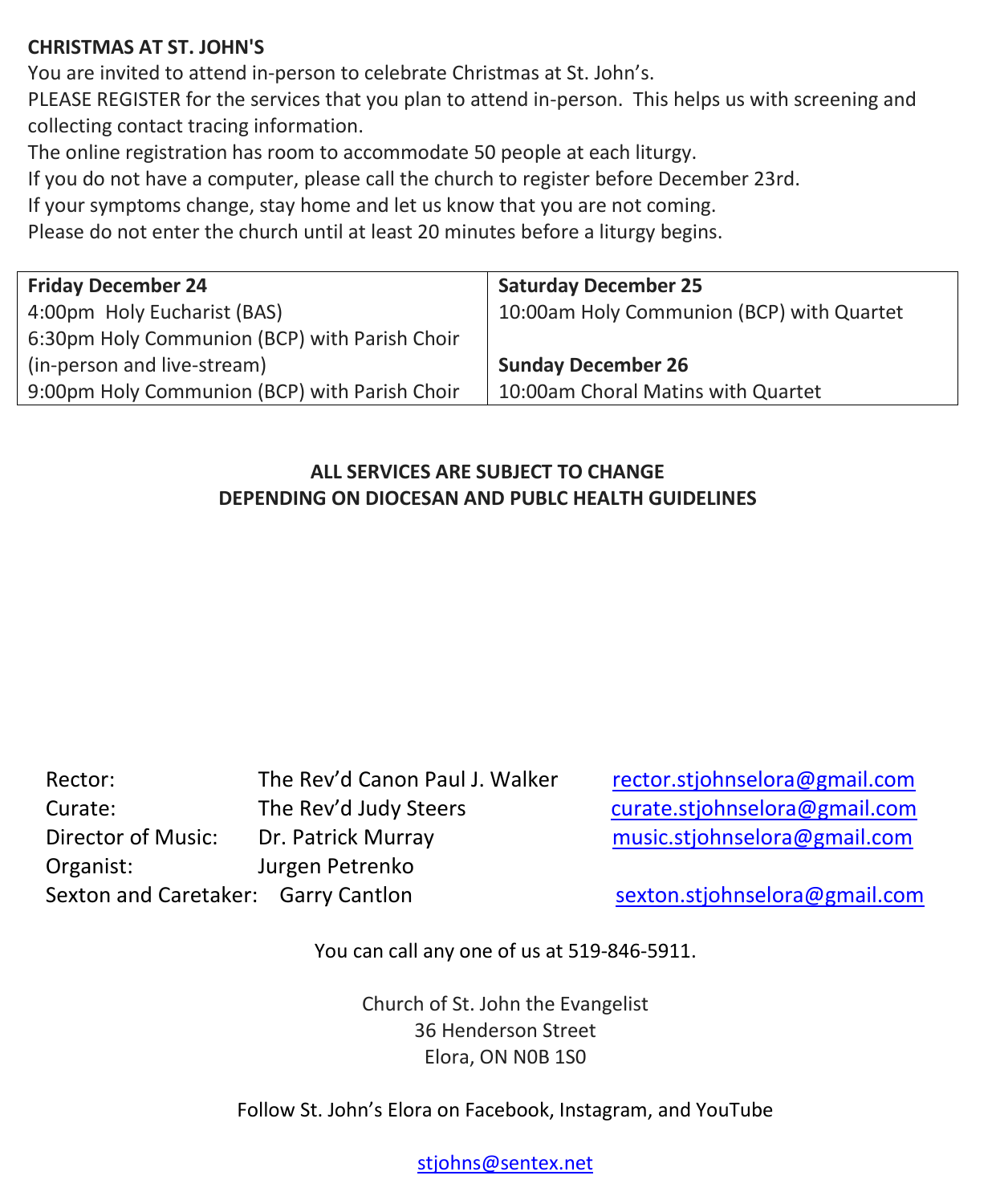**CHRISTMAS AT ST. JOHN'S**

You are invited to attend in-person to celebrate Christmas at St. John's.

PLEASE REGISTER for the services that you plan to attend in-person. This helps us with screening and collecting contact tracing information.

The online registration has room to accommodate 50 people at each liturgy.

If you do not have a computer, please call the church to register before December 23rd.

If your symptoms change, stay home and let us know that you are not coming.

Please do not enter the church until at least 20 minutes before a liturgy begins.

| | |
|---|---|
| **Friday December 24** | **Saturday December 25** |
| 4:00pm Holy Eucharist (BAS) | 10:00am Holy Communion (BCP) with Quartet |
| 6:30pm Holy Communion (BCP) with Parish Choir (in-person and live-stream) | **Sunday December 26** |
| 9:00pm Holy Communion (BCP) with Parish Choir | 10:00am Choral Matins with Quartet |

**ALL SERVICES ARE SUBJECT TO CHANGE DEPENDING ON DIOCESAN AND PUBLC HEALTH GUIDELINES**

| | | |
|---|---|---|
| Rector: | The Rev'd Canon Paul J. Walker | rector.stjohnselora@gmail.com |
| Curate: | The Rev'd Judy Steers | curate.stjohnselora@gmail.com |
| Director of Music: | Dr. Patrick Murray | music.stjohnselora@gmail.com |
| Organist: | Jurgen Petrenko | |
| Sexton and Caretaker: | Garry Cantlon | sexton.stjohnselora@gmail.com |

You can call any one of us at 519-846-5911.

Church of St. John the Evangelist
36 Henderson Street
Elora, ON N0B 1S0

Follow St. John's Elora on Facebook, Instagram, and YouTube

stjohns@sentex.net